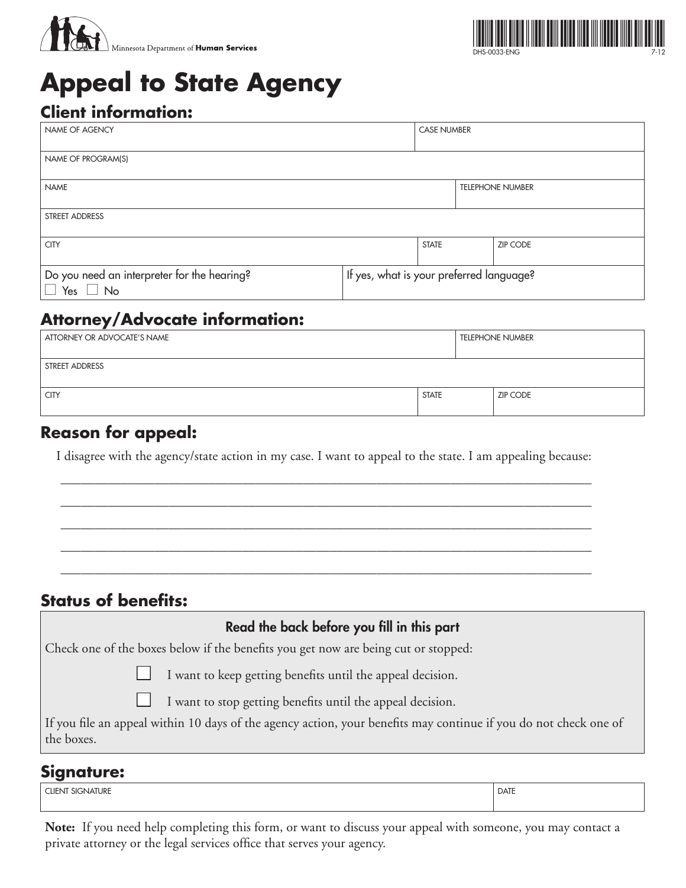Minnesota Department of **Human Services**

DHS-0033-ENG 7-12

# Appeal to State Agency

## Client information:

| NAME OF AGENCY | | CASE NUMBER |
|---|---|---|
| NAME OF PROGRAM(S) | | |
| NAME | | TELEPHONE NUMBER |
| STREET ADDRESS | | |
| CITY | STATE | ZIP CODE |

| Do you need an interpreter for the hearing? ☐ Yes ☐ No | If yes, what is your preferred language? |
|---|---|

## Attorney/Advocate information:

| ATTORNEY OR ADVOCATE'S NAME | | TELEPHONE NUMBER |
|---|---|---|
| STREET ADDRESS | | |
| CITY | STATE | ZIP CODE |

## Reason for appeal:

I disagree with the agency/state action in my case. I want to appeal to the state. I am appealing because:

______________________________________________________________________________

______________________________________________________________________________

______________________________________________________________________________

______________________________________________________________________________

______________________________________________________________________________

## Status of benefits:

**Read the back before you fill in this part**

Check one of the boxes below if the benefits you get now are being cut or stopped:

☐ I want to keep getting benefits until the appeal decision.

☐ I want to stop getting benefits until the appeal decision.

If you file an appeal within 10 days of the agency action, your benefits may continue if you do not check one of the boxes.

## Signature:

| CLIENT SIGNATURE | DATE |
|---|---|
| | |

**Note:** If you need help completing this form, or want to discuss your appeal with someone, you may contact a private attorney or the legal services office that serves your agency.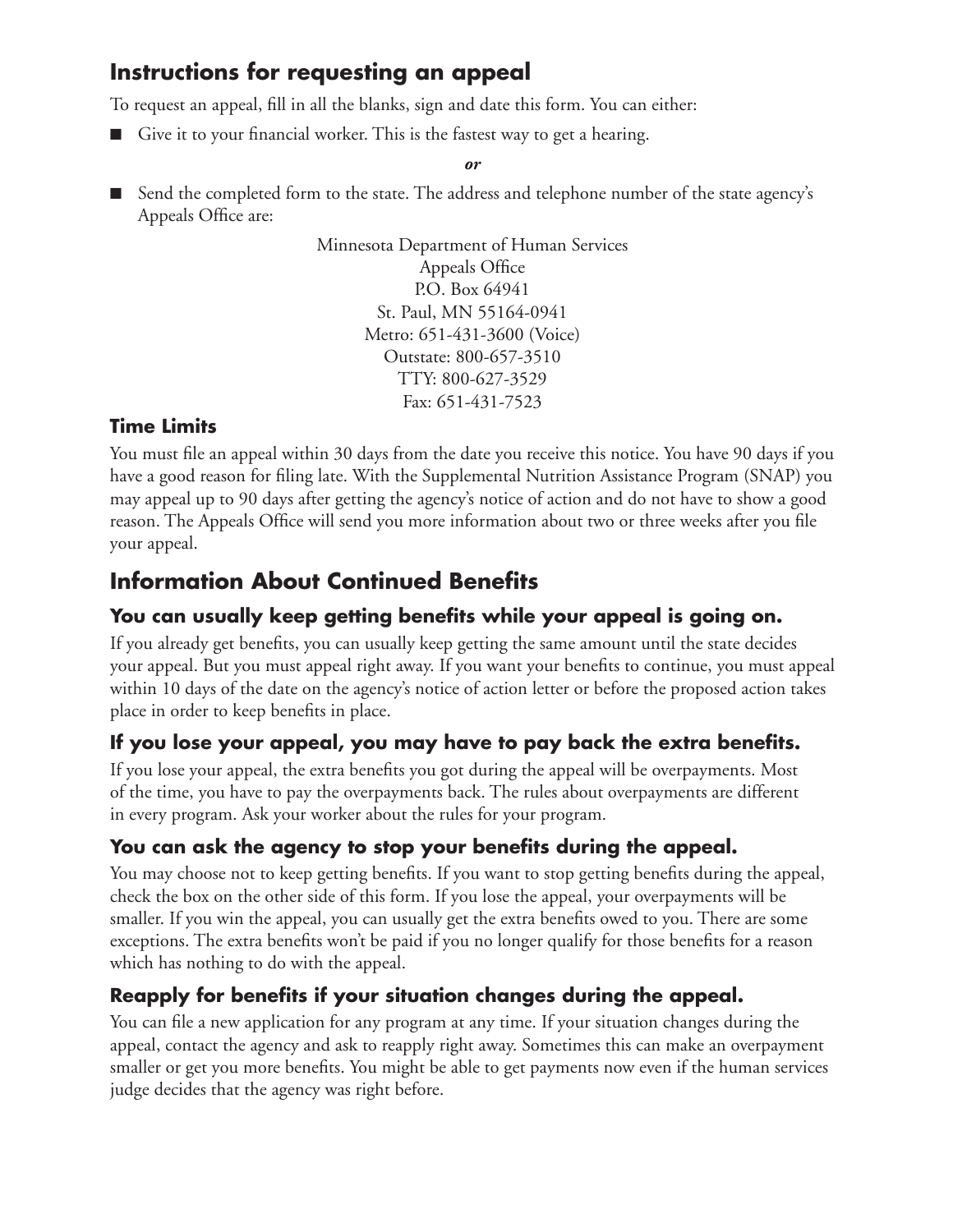## Instructions for requesting an appeal

To request an appeal, fill in all the blanks, sign and date this form. You can either:

- Give it to your financial worker. This is the fastest way to get a hearing.

*or*

- Send the completed form to the state. The address and telephone number of the state agency's Appeals Office are:

Minnesota Department of Human Services
Appeals Office
P.O. Box 64941
St. Paul, MN 55164-0941
Metro: 651-431-3600 (Voice)
Outstate: 800-657-3510
TTY: 800-627-3529
Fax: 651-431-7523

### Time Limits

You must file an appeal within 30 days from the date you receive this notice. You have 90 days if you have a good reason for filing late. With the Supplemental Nutrition Assistance Program (SNAP) you may appeal up to 90 days after getting the agency's notice of action and do not have to show a good reason. The Appeals Office will send you more information about two or three weeks after you file your appeal.

## Information About Continued Benefits

### You can usually keep getting benefits while your appeal is going on.

If you already get benefits, you can usually keep getting the same amount until the state decides your appeal. But you must appeal right away. If you want your benefits to continue, you must appeal within 10 days of the date on the agency's notice of action letter or before the proposed action takes place in order to keep benefits in place.

### If you lose your appeal, you may have to pay back the extra benefits.

If you lose your appeal, the extra benefits you got during the appeal will be overpayments. Most of the time, you have to pay the overpayments back. The rules about overpayments are different in every program. Ask your worker about the rules for your program.

### You can ask the agency to stop your benefits during the appeal.

You may choose not to keep getting benefits. If you want to stop getting benefits during the appeal, check the box on the other side of this form. If you lose the appeal, your overpayments will be smaller. If you win the appeal, you can usually get the extra benefits owed to you. There are some exceptions. The extra benefits won't be paid if you no longer qualify for those benefits for a reason which has nothing to do with the appeal.

### Reapply for benefits if your situation changes during the appeal.

You can file a new application for any program at any time. If your situation changes during the appeal, contact the agency and ask to reapply right away. Sometimes this can make an overpayment smaller or get you more benefits. You might be able to get payments now even if the human services judge decides that the agency was right before.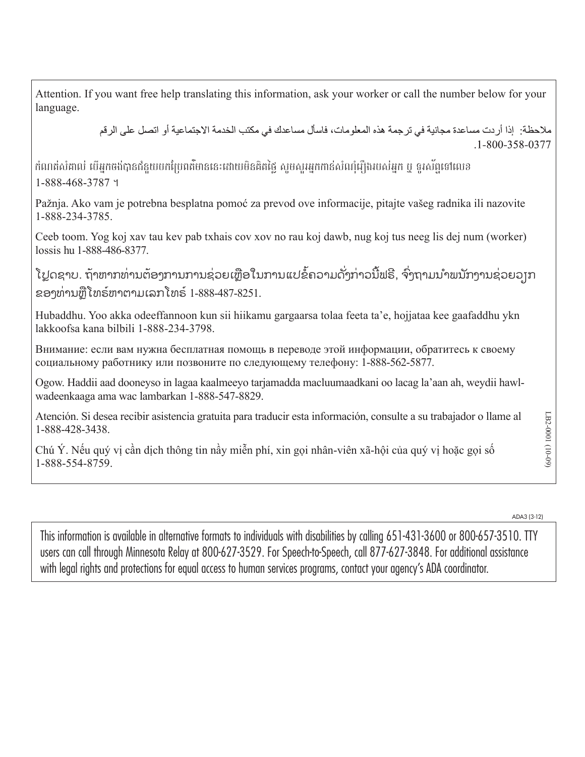Attention. If you want free help translating this information, ask your worker or call the number below for your language.

ملاحظة: إذا أردت مساعدة مجانية في ترجمة هذه المعلومات، فاسأل مساعدك في مكتب الخدمة الاجتماعية أو اتصل على الرقم 1-800-358-0377.

កំណត់សំគាល់ បើអ្នកចង់បានជំនួយបកប្រែព័ត៌មាននេះដោយមិនគិតថ្លៃ សូមសួរអ្នកកាន់សំណុំរឿងរបស់អ្នក ឬ ទូរស័ព្ទទៅលេខ 1-888-468-3787 ។

Pažnja. Ako vam je potrebna besplatna pomoć za prevod ove informacije, pitajte vašeg radnika ili nazovite 1-888-234-3785.

Ceeb toom. Yog koj xav tau kev pab txhais cov xov no rau koj dawb, nug koj tus neeg lis dej num (worker) lossis hu 1-888-486-8377.

ໂປດຊາບ. ຖ້າຫາກທ່ານຕ້ອງການການຊ່ວຍເຫຼືອໃນການແປຂໍ້ຄວາມດັ່ງກ່າວນີ້ຟຣີ, ຈົ່ງຖາມນຳພນັກງານຊ່ວຍວຽກຂອງທ່ານຫຼືໂທຣ໌ຫາຕາມເລກໂທຣ໌ 1-888-487-8251.

Hubaddhu. Yoo akka odeeffannoon kun sii hiikamu gargaarsa tolaa feeta ta'e, hojjataa kee gaafaddhu ykn lakkoofsa kana bilbili 1-888-234-3798.

Внимание: если вам нужна бесплатная помощь в переводе этой информации, обратитесь к своему социальному работнику или позвоните по следующему телефону: 1-888-562-5877.

Ogow. Haddii aad dooneyso in lagaa kaalmeeyo tarjamadda macluumaadkani oo lacag la'aan ah, weydii hawl-wadeenkaaga ama wac lambarkan 1-888-547-8829.

Atención. Si desea recibir asistencia gratuita para traducir esta información, consulte a su trabajador o llame al 1-888-428-3438.

Chú Ý. Nếu quý vị cần dịch thông tin nầy miễn phí, xin gọi nhân-viên xã-hội của quý vị hoặc gọi số 1-888-554-8759.

LB2-0001 (10-09)

ADA3 (3-12)

This information is available in alternative formats to individuals with disabilities by calling 651-431-3600 or 800-657-3510. TTY users can call through Minnesota Relay at 800-627-3529. For Speech-to-Speech, call 877-627-3848. For additional assistance with legal rights and protections for equal access to human services programs, contact your agency's ADA coordinator.